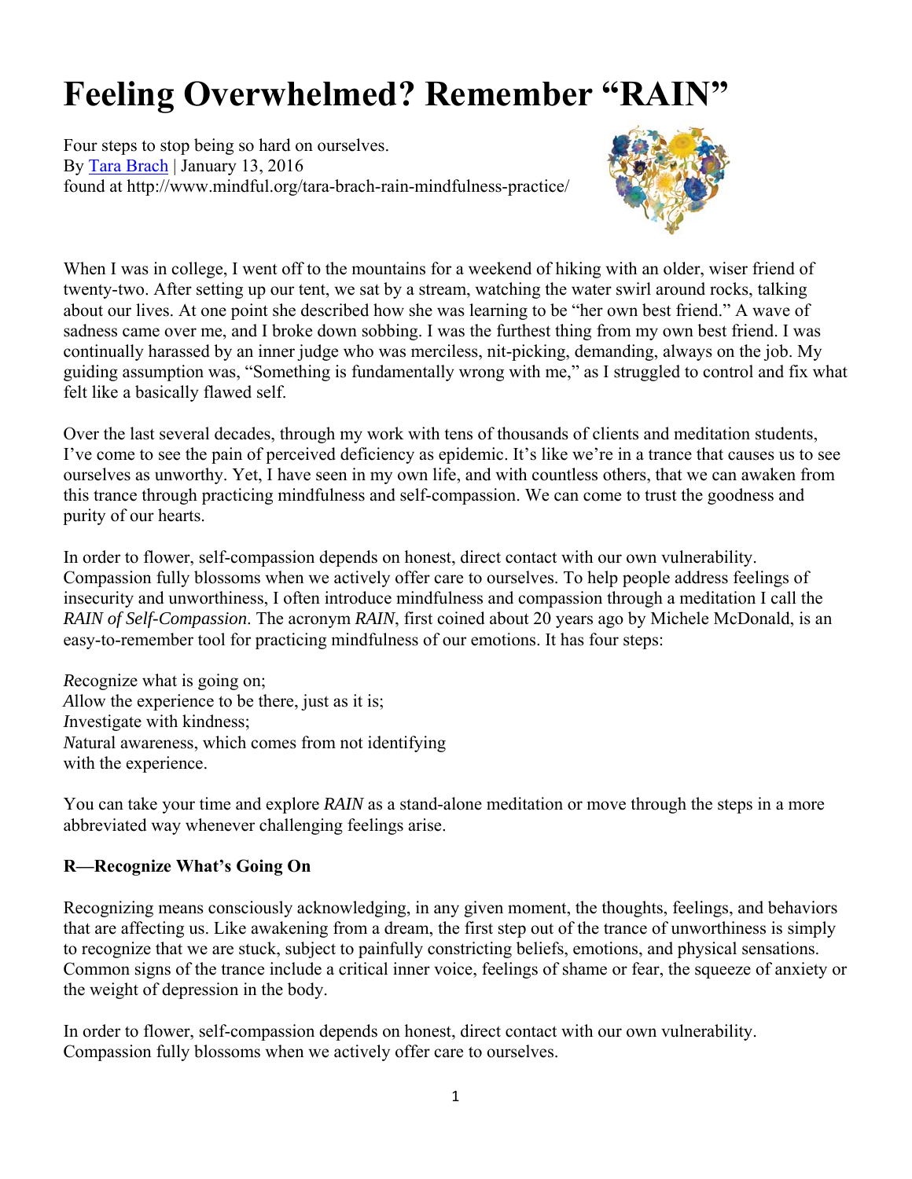# Feeling Overwhelmed? Remember "RAIN"

Four steps to stop being so hard on ourselves.
By [Tara Brach](#) | January 13, 2016
found at http://www.mindful.org/tara-brach-rain-mindfulness-practice/

When I was in college, I went off to the mountains for a weekend of hiking with an older, wiser friend of twenty-two. After setting up our tent, we sat by a stream, watching the water swirl around rocks, talking about our lives. At one point she described how she was learning to be "her own best friend." A wave of sadness came over me, and I broke down sobbing. I was the furthest thing from my own best friend. I was continually harassed by an inner judge who was merciless, nit-picking, demanding, always on the job. My guiding assumption was, "Something is fundamentally wrong with me," as I struggled to control and fix what felt like a basically flawed self.

Over the last several decades, through my work with tens of thousands of clients and meditation students, I've come to see the pain of perceived deficiency as epidemic. It's like we're in a trance that causes us to see ourselves as unworthy. Yet, I have seen in my own life, and with countless others, that we can awaken from this trance through practicing mindfulness and self-compassion. We can come to trust the goodness and purity of our hearts.

In order to flower, self-compassion depends on honest, direct contact with our own vulnerability. Compassion fully blossoms when we actively offer care to ourselves. To help people address feelings of insecurity and unworthiness, I often introduce mindfulness and compassion through a meditation I call the *RAIN of Self-Compassion*. The acronym *RAIN*, first coined about 20 years ago by Michele McDonald, is an easy-to-remember tool for practicing mindfulness of our emotions. It has four steps:

*R*ecognize what is going on;
*A*llow the experience to be there, just as it is;
*I*nvestigate with kindness;
*N*atural awareness, which comes from not identifying
with the experience.

You can take your time and explore *RAIN* as a stand-alone meditation or move through the steps in a more abbreviated way whenever challenging feelings arise.

**R—Recognize What's Going On**

Recognizing means consciously acknowledging, in any given moment, the thoughts, feelings, and behaviors that are affecting us. Like awakening from a dream, the first step out of the trance of unworthiness is simply to recognize that we are stuck, subject to painfully constricting beliefs, emotions, and physical sensations. Common signs of the trance include a critical inner voice, feelings of shame or fear, the squeeze of anxiety or the weight of depression in the body.

In order to flower, self-compassion depends on honest, direct contact with our own vulnerability. Compassion fully blossoms when we actively offer care to ourselves.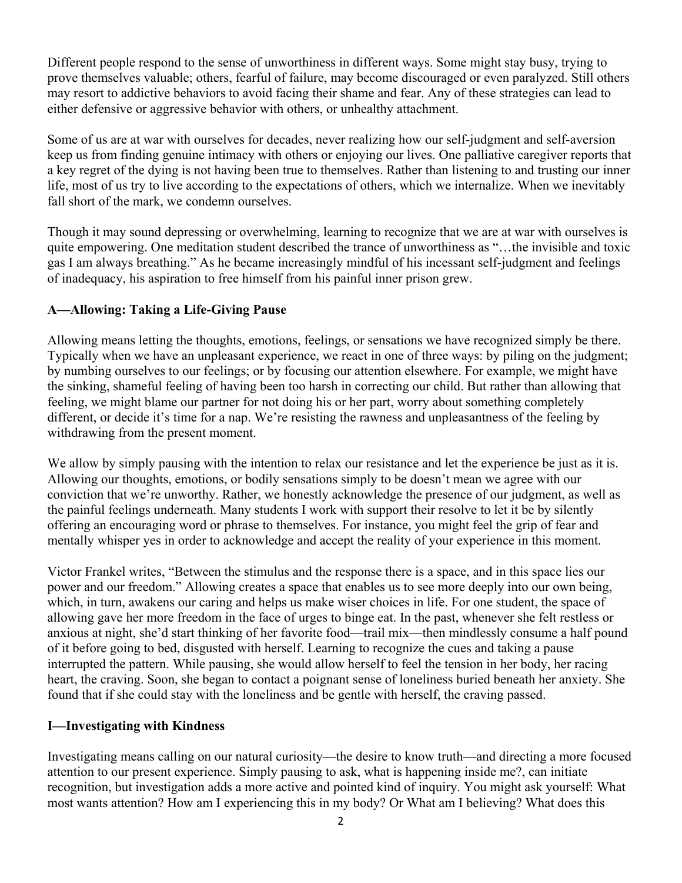Different people respond to the sense of unworthiness in different ways. Some might stay busy, trying to prove themselves valuable; others, fearful of failure, may become discouraged or even paralyzed. Still others may resort to addictive behaviors to avoid facing their shame and fear. Any of these strategies can lead to either defensive or aggressive behavior with others, or unhealthy attachment.

Some of us are at war with ourselves for decades, never realizing how our self-judgment and self-aversion keep us from finding genuine intimacy with others or enjoying our lives. One palliative caregiver reports that a key regret of the dying is not having been true to themselves. Rather than listening to and trusting our inner life, most of us try to live according to the expectations of others, which we internalize. When we inevitably fall short of the mark, we condemn ourselves.

Though it may sound depressing or overwhelming, learning to recognize that we are at war with ourselves is quite empowering. One meditation student described the trance of unworthiness as "…the invisible and toxic gas I am always breathing." As he became increasingly mindful of his incessant self-judgment and feelings of inadequacy, his aspiration to free himself from his painful inner prison grew.

### A—Allowing: Taking a Life-Giving Pause

Allowing means letting the thoughts, emotions, feelings, or sensations we have recognized simply be there. Typically when we have an unpleasant experience, we react in one of three ways: by piling on the judgment; by numbing ourselves to our feelings; or by focusing our attention elsewhere. For example, we might have the sinking, shameful feeling of having been too harsh in correcting our child. But rather than allowing that feeling, we might blame our partner for not doing his or her part, worry about something completely different, or decide it's time for a nap. We're resisting the rawness and unpleasantness of the feeling by withdrawing from the present moment.

We allow by simply pausing with the intention to relax our resistance and let the experience be just as it is. Allowing our thoughts, emotions, or bodily sensations simply to be doesn't mean we agree with our conviction that we're unworthy. Rather, we honestly acknowledge the presence of our judgment, as well as the painful feelings underneath. Many students I work with support their resolve to let it be by silently offering an encouraging word or phrase to themselves. For instance, you might feel the grip of fear and mentally whisper yes in order to acknowledge and accept the reality of your experience in this moment.

Victor Frankel writes, "Between the stimulus and the response there is a space, and in this space lies our power and our freedom." Allowing creates a space that enables us to see more deeply into our own being, which, in turn, awakens our caring and helps us make wiser choices in life. For one student, the space of allowing gave her more freedom in the face of urges to binge eat. In the past, whenever she felt restless or anxious at night, she'd start thinking of her favorite food—trail mix—then mindlessly consume a half pound of it before going to bed, disgusted with herself. Learning to recognize the cues and taking a pause interrupted the pattern. While pausing, she would allow herself to feel the tension in her body, her racing heart, the craving. Soon, she began to contact a poignant sense of loneliness buried beneath her anxiety. She found that if she could stay with the loneliness and be gentle with herself, the craving passed.

### I—Investigating with Kindness

Investigating means calling on our natural curiosity—the desire to know truth—and directing a more focused attention to our present experience. Simply pausing to ask, what is happening inside me?, can initiate recognition, but investigation adds a more active and pointed kind of inquiry. You might ask yourself: What most wants attention? How am I experiencing this in my body? Or What am I believing? What does this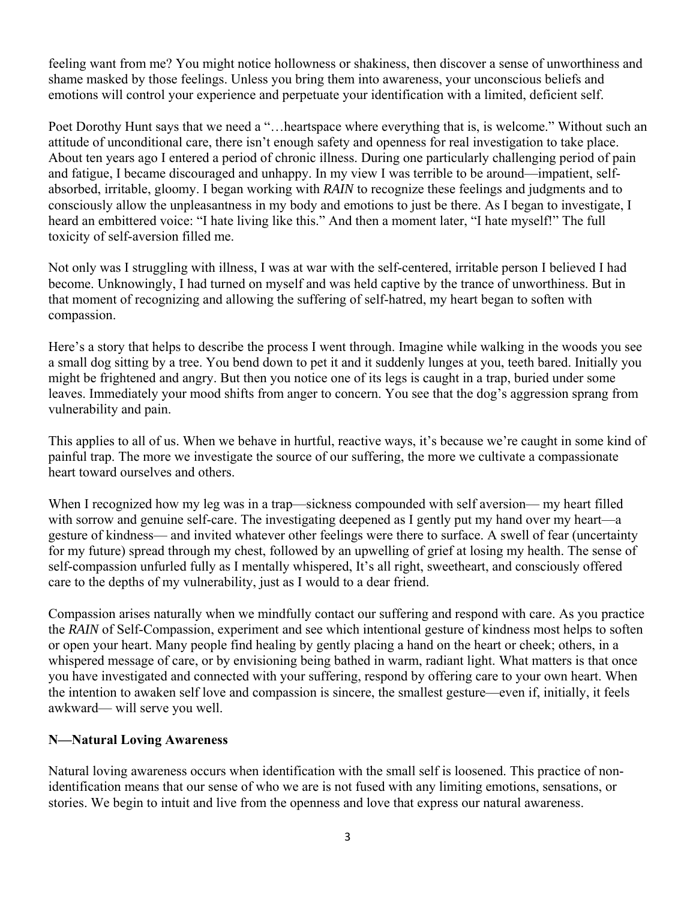feeling want from me? You might notice hollowness or shakiness, then discover a sense of unworthiness and shame masked by those feelings. Unless you bring them into awareness, your unconscious beliefs and emotions will control your experience and perpetuate your identification with a limited, deficient self.

Poet Dorothy Hunt says that we need a "…heartspace where everything that is, is welcome." Without such an attitude of unconditional care, there isn't enough safety and openness for real investigation to take place. About ten years ago I entered a period of chronic illness. During one particularly challenging period of pain and fatigue, I became discouraged and unhappy. In my view I was terrible to be around—impatient, self-absorbed, irritable, gloomy. I began working with *RAIN* to recognize these feelings and judgments and to consciously allow the unpleasantness in my body and emotions to just be there. As I began to investigate, I heard an embittered voice: "I hate living like this." And then a moment later, "I hate myself!" The full toxicity of self-aversion filled me.

Not only was I struggling with illness, I was at war with the self-centered, irritable person I believed I had become. Unknowingly, I had turned on myself and was held captive by the trance of unworthiness. But in that moment of recognizing and allowing the suffering of self-hatred, my heart began to soften with compassion.

Here's a story that helps to describe the process I went through. Imagine while walking in the woods you see a small dog sitting by a tree. You bend down to pet it and it suddenly lunges at you, teeth bared. Initially you might be frightened and angry. But then you notice one of its legs is caught in a trap, buried under some leaves. Immediately your mood shifts from anger to concern. You see that the dog's aggression sprang from vulnerability and pain.

This applies to all of us. When we behave in hurtful, reactive ways, it's because we're caught in some kind of painful trap. The more we investigate the source of our suffering, the more we cultivate a compassionate heart toward ourselves and others.

When I recognized how my leg was in a trap—sickness compounded with self aversion— my heart filled with sorrow and genuine self-care. The investigating deepened as I gently put my hand over my heart—a gesture of kindness— and invited whatever other feelings were there to surface. A swell of fear (uncertainty for my future) spread through my chest, followed by an upwelling of grief at losing my health. The sense of self-compassion unfurled fully as I mentally whispered, It's all right, sweetheart, and consciously offered care to the depths of my vulnerability, just as I would to a dear friend.

Compassion arises naturally when we mindfully contact our suffering and respond with care. As you practice the *RAIN* of Self-Compassion, experiment and see which intentional gesture of kindness most helps to soften or open your heart. Many people find healing by gently placing a hand on the heart or cheek; others, in a whispered message of care, or by envisioning being bathed in warm, radiant light. What matters is that once you have investigated and connected with your suffering, respond by offering care to your own heart. When the intention to awaken self love and compassion is sincere, the smallest gesture—even if, initially, it feels awkward— will serve you well.

**N—Natural Loving Awareness**

Natural loving awareness occurs when identification with the small self is loosened. This practice of non-identification means that our sense of who we are is not fused with any limiting emotions, sensations, or stories. We begin to intuit and live from the openness and love that express our natural awareness.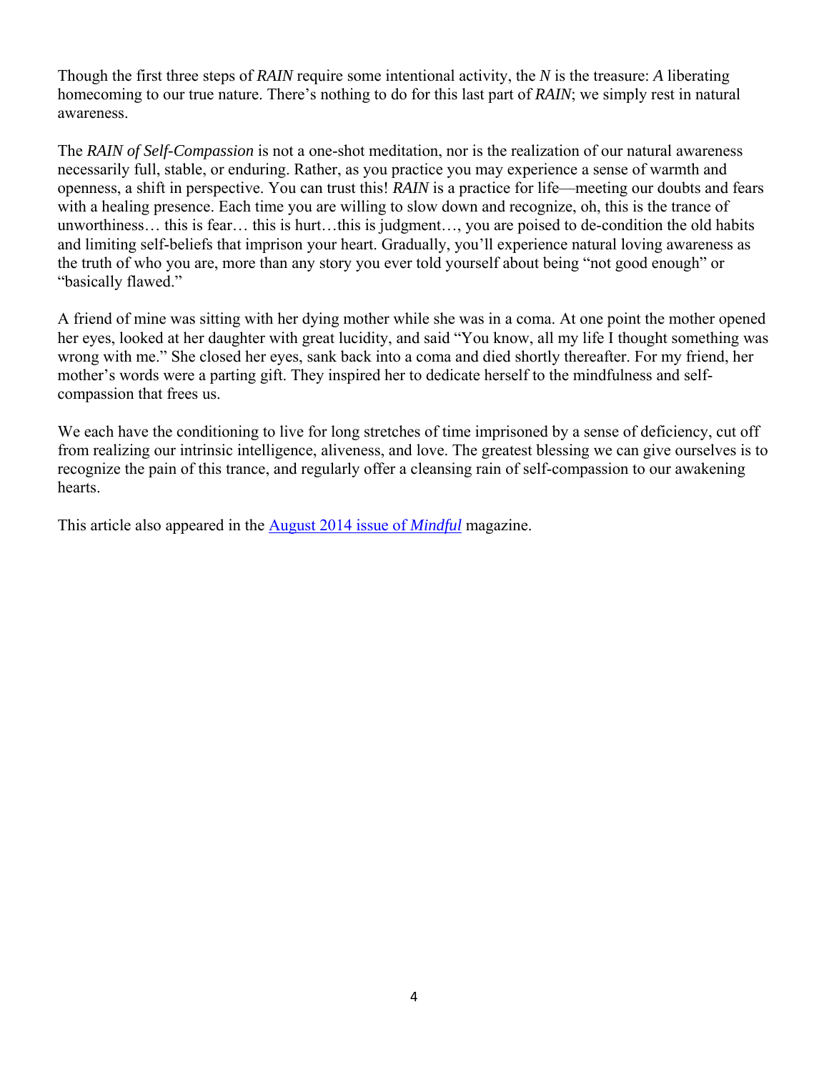Though the first three steps of *RAIN* require some intentional activity, the *N* is the treasure: *A* liberating homecoming to our true nature. There's nothing to do for this last part of *RAIN*; we simply rest in natural awareness.

The *RAIN of Self-Compassion* is not a one-shot meditation, nor is the realization of our natural awareness necessarily full, stable, or enduring. Rather, as you practice you may experience a sense of warmth and openness, a shift in perspective. You can trust this! *RAIN* is a practice for life—meeting our doubts and fears with a healing presence. Each time you are willing to slow down and recognize, oh, this is the trance of unworthiness… this is fear… this is hurt…this is judgment…, you are poised to de-condition the old habits and limiting self-beliefs that imprison your heart. Gradually, you'll experience natural loving awareness as the truth of who you are, more than any story you ever told yourself about being "not good enough" or "basically flawed."

A friend of mine was sitting with her dying mother while she was in a coma. At one point the mother opened her eyes, looked at her daughter with great lucidity, and said "You know, all my life I thought something was wrong with me." She closed her eyes, sank back into a coma and died shortly thereafter. For my friend, her mother's words were a parting gift. They inspired her to dedicate herself to the mindfulness and self-compassion that frees us.

We each have the conditioning to live for long stretches of time imprisoned by a sense of deficiency, cut off from realizing our intrinsic intelligence, aliveness, and love. The greatest blessing we can give ourselves is to recognize the pain of this trance, and regularly offer a cleansing rain of self-compassion to our awakening hearts.

This article also appeared in the August 2014 issue of *Mindful* magazine.